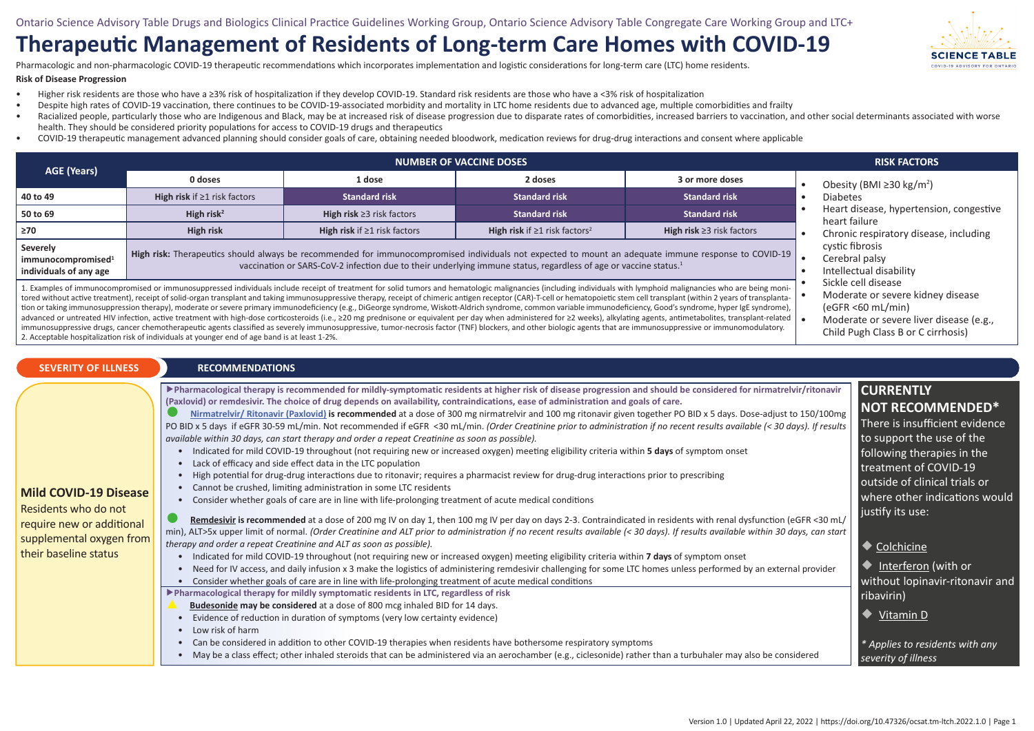Ontario Science Advisory Table Drugs and Biologics Clinical Practice Guidelines Working Group, Ontario Science Advisory Table Congregate Care Working Group and LTC+

# Therapeutic Management of Residents of Long-term Care Homes with COVID-19

Pharmacologic and non-pharmacologic COVID-19 therapeutic recommendations which incorporates implementation and logistic considerations for long-term care (LTC) home residents.

**Risk of Disease Progression**

- Higher risk residents are those who have a ≥3% risk of hospitalization if they develop COVID-19. Standard risk residents are those who have a <3% risk of hospitalization
- Despite high rates of COVID-19 vaccination, there continues to be COVID-19-associated morbidity and mortality in LTC home residents due to advanced age, multiple comorbidities and frailty
- Racialized people, particularly those who are Indigenous and Black, may be at increased risk of disease progression due to disparate rates of comorbidities, increased barriers to vaccination, and other social determinants associated with worse health. They should be considered priority populations for access to COVID-19 drugs and therapeutics
- COVID-19 therapeutic management advanced planning should consider goals of care, obtaining needed bloodwork, medication reviews for drug-drug interactions and consent where applicable

| AGE (Years) | NUMBER OF VACCINE DOSES | | | |
|---|---|---|---|---|
| | 0 doses | 1 dose | 2 doses | 3 or more doses |
| 40 to 49 | **High risk** if ≥1 risk factors | **Standard risk** | **Standard risk** | **Standard risk** |
| 50 to 69 | **High risk**[2] | **High risk** ≥3 risk factors | **Standard risk** | **Standard risk** |
| ≥70 | **High risk** | **High risk** if ≥1 risk factors | **High risk** if ≥1 risk factors[2] | **High risk** ≥3 risk factors |
| **Severely immunocompromised[1] individuals of any age** | **High risk:** Therapeutics should always be recommended for immunocompromised individuals not expected to mount an adequate immune response to COVID-19 vaccination or SARS-CoV-2 infection due to their underlying immune status, regardless of age or vaccine status.[1] | | | |

1. Examples of immunocompromised or immunosuppressed individuals include receipt of treatment for solid tumors and hematologic malignancies (including individuals with lymphoid malignancies who are being monitored without active treatment), receipt of solid-organ transplant and taking immunosuppressive therapy, receipt of chimeric antigen receptor (CAR)-T-cell or hematopoietic stem cell transplant (within 2 years of transplantation or taking immunosuppression therapy), moderate or severe primary immunodeficiency (e.g., DiGeorge syndrome, Wiskott-Aldrich syndrome, common variable immunodeficiency, Good's syndrome, hyper IgE syndrome), advanced or untreated HIV infection, active treatment with high-dose corticosteroids (i.e., ≥20 mg prednisone or equivalent per day when administered for ≥2 weeks), alkylating agents, antimetabolites, transplant-related immunosuppressive drugs, cancer chemotherapeutic agents classified as severely immunosuppressive, tumor-necrosis factor (TNF) blockers, and other biologic agents that are immunosuppressive or immunomodulatory.
2. Acceptable hospitalization risk of individuals at younger end of age band is at least 1-2%.

**RISK FACTORS**

- Obesity (BMI ≥30 kg/m$^2$)
- Diabetes
- Heart disease, hypertension, congestive heart failure
- Chronic respiratory disease, including cystic fibrosis
- Cerebral palsy
- Intellectual disability
- Sickle cell disease
- Moderate or severe kidney disease (eGFR <60 mL/min)
- Moderate or severe liver disease (e.g., Child Pugh Class B or C cirrhosis)

## SEVERITY OF ILLNESS

### Mild COVID-19 Disease

Residents who do not require new or additional supplemental oxygen from their baseline status

## RECOMMENDATIONS

▶**Pharmacological therapy is recommended for mildly-symptomatic residents at higher risk of disease progression and should be considered for nirmatrelvir/ritonavir (Paxlovid) or remdesivir. The choice of drug depends on availability, contraindications, ease of administration and goals of care.**

● **Nirmatrelvir/ Ritonavir (Paxlovid) is recommended** at a dose of 300 mg nirmatrelvir and 100 mg ritonavir given together PO BID x 5 days. Dose-adjust to 150/100mg PO BID x 5 days if eGFR 30-59 mL/min. Not recommended if eGFR <30 mL/min. *(Order Creatinine prior to administration if no recent results available (< 30 days). If results available within 30 days, can start therapy and order a repeat Creatinine as soon as possible).*

- Indicated for mild COVID-19 throughout (not requiring new or increased oxygen) meeting eligibility criteria within **5 days** of symptom onset
- Lack of efficacy and side effect data in the LTC population
- High potential for drug-drug interactions due to ritonavir; requires a pharmacist review for drug-drug interactions prior to prescribing
- Cannot be crushed, limiting administration in some LTC residents
- Consider whether goals of care are in line with life-prolonging treatment of acute medical conditions

● **Remdesivir is recommended** at a dose of 200 mg IV on day 1, then 100 mg IV per day on days 2-3. Contraindicated in residents with renal dysfunction (eGFR <30 mL/min), ALT>5x upper limit of normal. *(Order Creatinine and ALT prior to administration if no recent results available (< 30 days). If results available within 30 days, can start therapy and order a repeat Creatinine and ALT as soon as possible).*

- Indicated for mild COVID-19 throughout (not requiring new or increased oxygen) meeting eligibility criteria within **7 days** of symptom onset
- Need for IV access, and daily infusion x 3 make the logistics of administering remdesivir challenging for some LTC homes unless performed by an external provider
- Consider whether goals of care are in line with life-prolonging treatment of acute medical conditions

▶**Pharmacological therapy for mildly symptomatic residents in LTC, regardless of risk**

▲ **Budesonide may be considered** at a dose of 800 mcg inhaled BID for 14 days.

- Evidence of reduction in duration of symptoms (very low certainty evidence)
- Low risk of harm
- Can be considered in addition to other COVID-19 therapies when residents have bothersome respiratory symptoms
- May be a class effect; other inhaled steroids that can be administered via an aerochamber (e.g., ciclesonide) rather than a turbuhaler may also be considered

## CURRENTLY NOT RECOMMENDED*

There is insufficient evidence to support the use of the following therapies in the treatment of COVID-19 outside of clinical trials or where other indications would justify its use:

- ◆ Colchicine
- ◆ Interferon (with or without lopinavir-ritonavir and ribavirin)
- ◆ Vitamin D

*\* Applies to residents with any severity of illness*

Version 1.0 | Updated April 22, 2022 | https://doi.org/10.47326/ocsat.tm-ltch.2022.1.0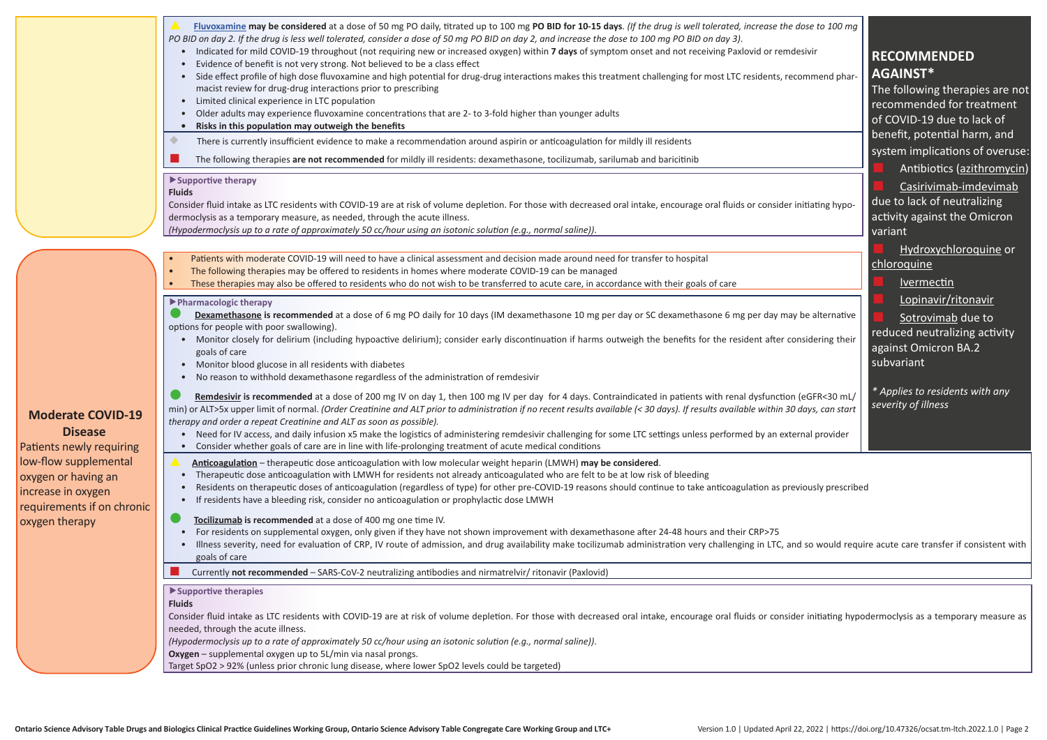**Fluvoxamine may be considered** at a dose of 50 mg PO daily, titrated up to 100 mg **PO BID for 10-15 days**. *(If the drug is well tolerated, increase the dose to 100 mg PO BID on day 2. If the drug is less well tolerated, consider a dose of 50 mg PO BID on day 2, and increase the dose to 100 mg PO BID on day 3).*

- Indicated for mild COVID-19 throughout (not requiring new or increased oxygen) within **7 days** of symptom onset and not receiving Paxlovid or remdesivir
- Evidence of benefit is not very strong. Not believed to be a class effect
- Side effect profile of high dose fluvoxamine and high potential for drug-drug interactions makes this treatment challenging for most LTC residents, recommend pharmacist review for drug-drug interactions prior to prescribing
- Limited clinical experience in LTC population
- Older adults may experience fluvoxamine concentrations that are 2- to 3-fold higher than younger adults
- **Risks in this population may outweigh the benefits**

There is currently insufficient evidence to make a recommendation around aspirin or anticoagulation for mildly ill residents

The following therapies **are not recommended** for mildly ill residents: dexamethasone, tocilizumab, sarilumab and baricitinib

▶**Supportive therapy**

**Fluids**

Consider fluid intake as LTC residents with COVID-19 are at risk of volume depletion. For those with decreased oral intake, encourage oral fluids or consider initiating hypodermoclysis as a temporary measure, as needed, through the acute illness.
*(Hypodermoclysis up to a rate of approximately 50 cc/hour using an isotonic solution (e.g., normal saline)).*

## Moderate COVID-19 Disease

Patients newly requiring low-flow supplemental oxygen or having an increase in oxygen requirements if on chronic oxygen therapy

- Patients with moderate COVID-19 will need to have a clinical assessment and decision made around need for transfer to hospital
- The following therapies may be offered to residents in homes where moderate COVID-19 can be managed
- These therapies may also be offered to residents who do not wish to be transferred to acute care, in accordance with their goals of care

▶**Pharmacologic therapy**

**Dexamethasone is recommended** at a dose of 6 mg PO daily for 10 days (IM dexamethasone 10 mg per day or SC dexamethasone 6 mg per day may be alternative options for people with poor swallowing).

- Monitor closely for delirium (including hypoactive delirium); consider early discontinuation if harms outweigh the benefits for the resident after considering their goals of care
- Monitor blood glucose in all residents with diabetes
- No reason to withhold dexamethasone regardless of the administration of remdesivir

**Remdesivir is recommended** at a dose of 200 mg IV on day 1, then 100 mg IV per day for 4 days. Contraindicated in patients with renal dysfunction (eGFR<30 mL/min) or ALT>5x upper limit of normal. *(Order Creatinine and ALT prior to administration if no recent results available (< 30 days). If results available within 30 days, can start therapy and order a repeat Creatinine and ALT as soon as possible).*

- Need for IV access, and daily infusion x5 make the logistics of administering remdesivir challenging for some LTC settings unless performed by an external provider
- Consider whether goals of care are in line with life-prolonging treatment of acute medical conditions

**Anticoagulation** – therapeutic dose anticoagulation with low molecular weight heparin (LMWH) **may be considered**.

- Therapeutic dose anticoagulation with LMWH for residents not already anticoagulated who are felt to be at low risk of bleeding
- Residents on therapeutic doses of anticoagulation (regardless of type) for other pre-COVID-19 reasons should continue to take anticoagulation as previously prescribed
- If residents have a bleeding risk, consider no anticoagulation or prophylactic dose LMWH

**Tocilizumab is recommended** at a dose of 400 mg one time IV.

- For residents on supplemental oxygen, only given if they have not shown improvement with dexamethasone after 24-48 hours and their CRP>75
- Illness severity, need for evaluation of CRP, IV route of admission, and drug availability make tocilizumab administration very challenging in LTC, and so would require acute care transfer if consistent with goals of care

Currently **not recommended** – SARS-CoV-2 neutralizing antibodies and nirmatrelvir/ ritonavir (Paxlovid)

▶**Supportive therapies**

**Fluids**

Consider fluid intake as LTC residents with COVID-19 are at risk of volume depletion. For those with decreased oral intake, encourage oral fluids or consider initiating hypodermoclysis as a temporary measure as needed, through the acute illness.
*(Hypodermoclysis up to a rate of approximately 50 cc/hour using an isotonic solution (e.g., normal saline)).*

**Oxygen** – supplemental oxygen up to 5L/min via nasal prongs.
Target SpO2 > 92% (unless prior chronic lung disease, where lower SpO2 levels could be targeted)

## RECOMMENDED AGAINST*

The following therapies are not recommended for treatment of COVID-19 due to lack of benefit, potential harm, and system implications of overuse:

- Antibiotics (azithromycin)
- Casirivimab-imdevimab due to lack of neutralizing activity against the Omicron variant
- Hydroxychloroquine or chloroquine
- Ivermectin
- Lopinavir/ritonavir
- Sotrovimab due to reduced neutralizing activity against Omicron BA.2 subvariant

*\* Applies to residents with any severity of illness*

**Ontario Science Advisory Table Drugs and Biologics Clinical Practice Guidelines Working Group, Ontario Science Advisory Table Congregate Care Working Group and LTC+**

Version 1.0 | Updated April 22, 2022 | https://doi.org/10.47326/ocsat.tm-ltch.2022.1.0